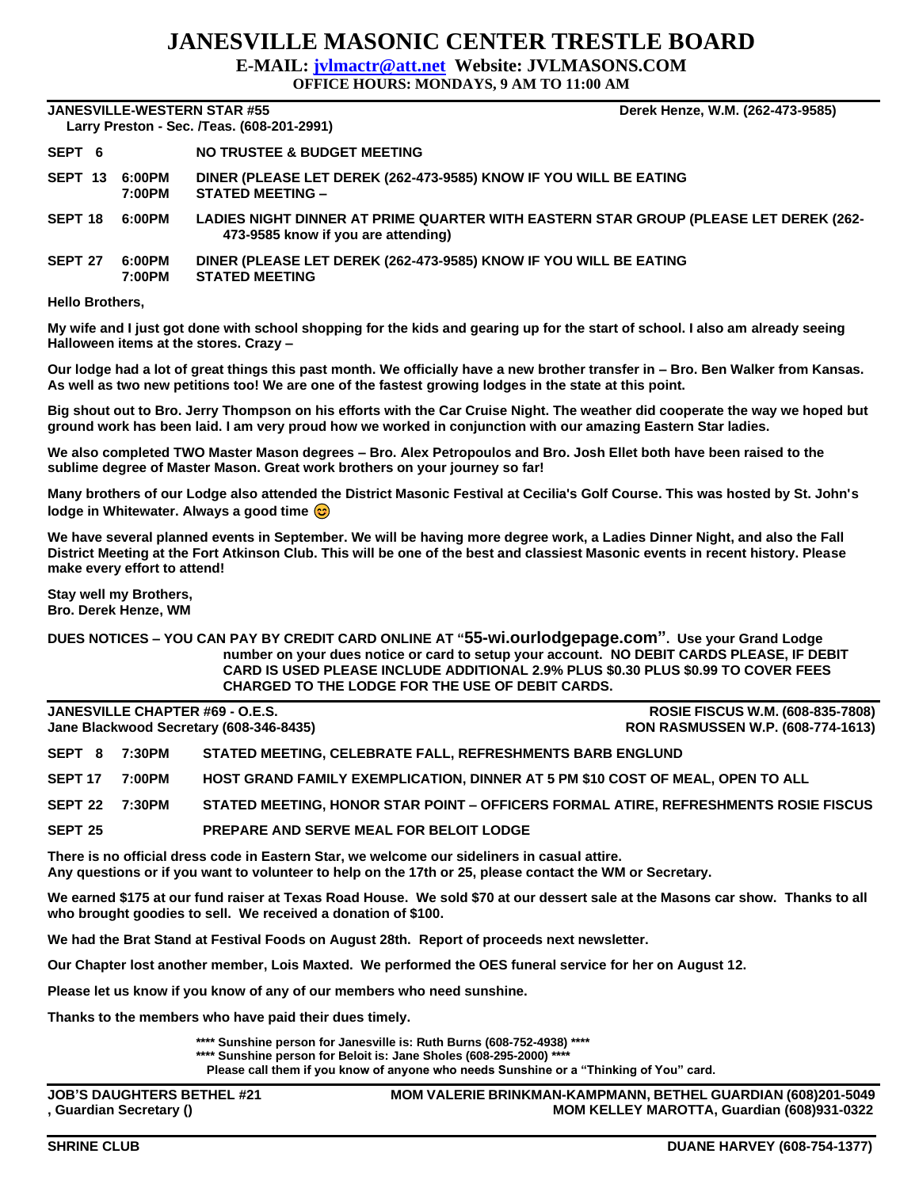# JANESVILLE MASONIC CENTER TRESTLE BOARD

**E-MAIL: jvlmactr@att.net Website: JVLMASONS.COM**

**OFFICE HOURS: MONDAYS, 9 AM TO 11:00 AM**

---

**JANESVILLE-WESTERN STAR #55** — **Derek Henze, W.M. (262-473-9585)**

**Larry Preston - Sec. /Teas. (608-201-2991)**

| | | |
|---|---|---|
| **SEPT 6** | | **NO TRUSTEE & BUDGET MEETING** |
| **SEPT 13** | **6:00PM** | **DINER (PLEASE LET DEREK (262-473-9585) KNOW IF YOU WILL BE EATING** |
| | **7:00PM** | **STATED MEETING –** |
| **SEPT 18** | **6:00PM** | **LADIES NIGHT DINNER AT PRIME QUARTER WITH EASTERN STAR GROUP (PLEASE LET DEREK (262-473-9585 know if you are attending)** |
| **SEPT 27** | **6:00PM** | **DINER (PLEASE LET DEREK (262-473-9585) KNOW IF YOU WILL BE EATING** |
| | **7:00PM** | **STATED MEETING** |

**Hello Brothers,**

**My wife and I just got done with school shopping for the kids and gearing up for the start of school. I also am already seeing Halloween items at the stores. Crazy –**

**Our lodge had a lot of great things this past month. We officially have a new brother transfer in – Bro. Ben Walker from Kansas. As well as two new petitions too! We are one of the fastest growing lodges in the state at this point.**

**Big shout out to Bro. Jerry Thompson on his efforts with the Car Cruise Night. The weather did cooperate the way we hoped but ground work has been laid. I am very proud how we worked in conjunction with our amazing Eastern Star ladies.**

**We also completed TWO Master Mason degrees – Bro. Alex Petropoulos and Bro. Josh Ellet both have been raised to the sublime degree of Master Mason. Great work brothers on your journey so far!**

**Many brothers of our Lodge also attended the District Masonic Festival at Cecilia's Golf Course. This was hosted by St. John's lodge in Whitewater. Always a good time 😊**

**We have several planned events in September. We will be having more degree work, a Ladies Dinner Night, and also the Fall District Meeting at the Fort Atkinson Club. This will be one of the best and classiest Masonic events in recent history. Please make every effort to attend!**

**Stay well my Brothers,**
**Bro. Derek Henze, WM**

**DUES NOTICES – YOU CAN PAY BY CREDIT CARD ONLINE AT "55-wi.ourlodgepage.com". Use your Grand Lodge number on your dues notice or card to setup your account. NO DEBIT CARDS PLEASE, IF DEBIT CARD IS USED PLEASE INCLUDE ADDITIONAL 2.9% PLUS $0.30 PLUS $0.99 TO COVER FEES CHARGED TO THE LODGE FOR THE USE OF DEBIT CARDS.**

---

**JANESVILLE CHAPTER #69 - O.E.S.** — **ROSIE FISCUS W.M. (608-835-7808)**

**Jane Blackwood Secretary (608-346-8435)** — **RON RASMUSSEN W.P. (608-774-1613)**

| | | |
|---|---|---|
| **SEPT 8** | **7:30PM** | **STATED MEETING, CELEBRATE FALL, REFRESHMENTS BARB ENGLUND** |
| **SEPT 17** | **7:00PM** | **HOST GRAND FAMILY EXEMPLICATION, DINNER AT 5 PM $10 COST OF MEAL, OPEN TO ALL** |
| **SEPT 22** | **7:30PM** | **STATED MEETING, HONOR STAR POINT – OFFICERS FORMAL ATIRE, REFRESHMENTS ROSIE FISCUS** |
| **SEPT 25** | | **PREPARE AND SERVE MEAL FOR BELOIT LODGE** |

**There is no official dress code in Eastern Star, we welcome our sideliners in casual attire.**
**Any questions or if you want to volunteer to help on the 17th or 25, please contact the WM or Secretary.**

**We earned $175 at our fund raiser at Texas Road House. We sold $70 at our dessert sale at the Masons car show. Thanks to all who brought goodies to sell. We received a donation of $100.**

**We had the Brat Stand at Festival Foods on August 28th. Report of proceeds next newsletter.**

**Our Chapter lost another member, Lois Maxted. We performed the OES funeral service for her on August 12.**

**Please let us know if you know of any of our members who need sunshine.**

**Thanks to the members who have paid their dues timely.**

**\*\*\*\* Sunshine person for Janesville is: Ruth Burns (608-752-4938) \*\*\*\***
**\*\*\*\* Sunshine person for Beloit is: Jane Sholes (608-295-2000) \*\*\*\***
**Please call them if you know of anyone who needs Sunshine or a "Thinking of You" card.**

---

**JOB'S DAUGHTERS BETHEL #21** — **MOM VALERIE BRINKMAN-KAMPMANN, BETHEL GUARDIAN (608)201-5049**

**, Guardian Secretary ()** — **MOM KELLEY MAROTTA, Guardian (608)931-0322**

---

**SHRINE CLUB** — **DUANE HARVEY (608-754-1377)**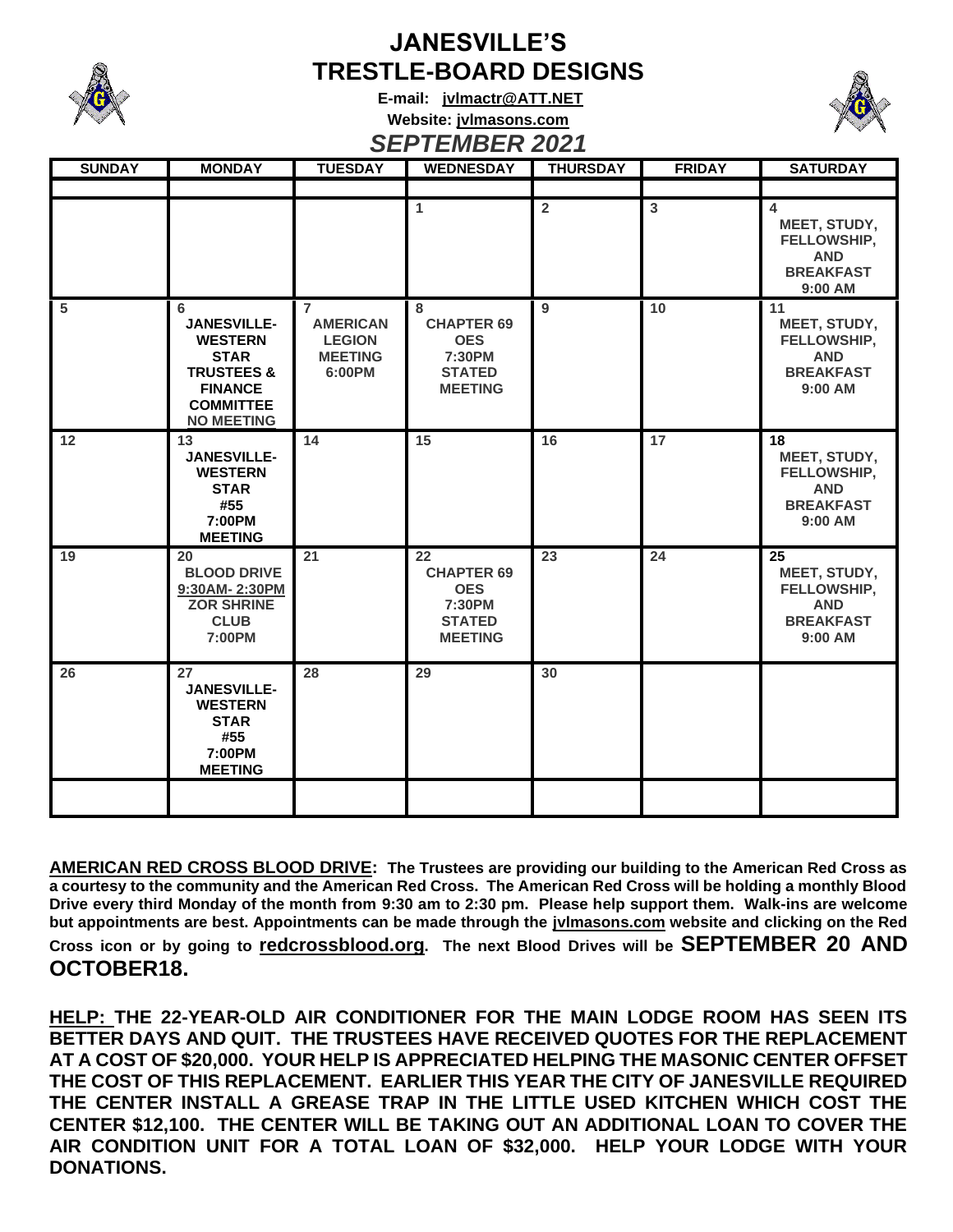# JANESVILLE'S TRESTLE-BOARD DESIGNS

**E-mail: jvlmactr@ATT.NET**

**Website: jvlmasons.com**

## *SEPTEMBER 2021*

| SUNDAY | MONDAY | TUESDAY | WEDNESDAY | THURSDAY | FRIDAY | SATURDAY |
|---|---|---|---|---|---|---|
| | | | 1 | 2 | 3 | 4 MEET, STUDY, FELLOWSHIP, AND BREAKFAST 9:00 AM |
| 5 | 6 JANESVILLE-WESTERN STAR TRUSTEES & FINANCE COMMITTEE NO MEETING | 7 AMERICAN LEGION MEETING 6:00PM | 8 CHAPTER 69 OES 7:30PM STATED MEETING | 9 | 10 | 11 MEET, STUDY, FELLOWSHIP, AND BREAKFAST 9:00 AM |
| 12 | 13 JANESVILLE-WESTERN STAR #55 7:00PM MEETING | 14 | 15 | 16 | 17 | 18 MEET, STUDY, FELLOWSHIP, AND BREAKFAST 9:00 AM |
| 19 | 20 BLOOD DRIVE 9:30AM- 2:30PM ZOR SHRINE CLUB 7:00PM | 21 | 22 CHAPTER 69 OES 7:30PM STATED MEETING | 23 | 24 | 25 MEET, STUDY, FELLOWSHIP, AND BREAKFAST 9:00 AM |
| 26 | 27 JANESVILLE-WESTERN STAR #55 7:00PM MEETING | 28 | 29 | 30 | | |

**AMERICAN RED CROSS BLOOD DRIVE: The Trustees are providing our building to the American Red Cross as a courtesy to the community and the American Red Cross. The American Red Cross will be holding a monthly Blood Drive every third Monday of the month from 9:30 am to 2:30 pm. Please help support them. Walk-ins are welcome but appointments are best. Appointments can be made through the jvlmasons.com website and clicking on the Red Cross icon or by going to redcrossblood.org. The next Blood Drives will be SEPTEMBER 20 AND OCTOBER18.**

**HELP: THE 22-YEAR-OLD AIR CONDITIONER FOR THE MAIN LODGE ROOM HAS SEEN ITS BETTER DAYS AND QUIT. THE TRUSTEES HAVE RECEIVED QUOTES FOR THE REPLACEMENT AT A COST OF $20,000. YOUR HELP IS APPRECIATED HELPING THE MASONIC CENTER OFFSET THE COST OF THIS REPLACEMENT. EARLIER THIS YEAR THE CITY OF JANESVILLE REQUIRED THE CENTER INSTALL A GREASE TRAP IN THE LITTLE USED KITCHEN WHICH COST THE CENTER $12,100. THE CENTER WILL BE TAKING OUT AN ADDITIONAL LOAN TO COVER THE AIR CONDITION UNIT FOR A TOTAL LOAN OF $32,000. HELP YOUR LODGE WITH YOUR DONATIONS.**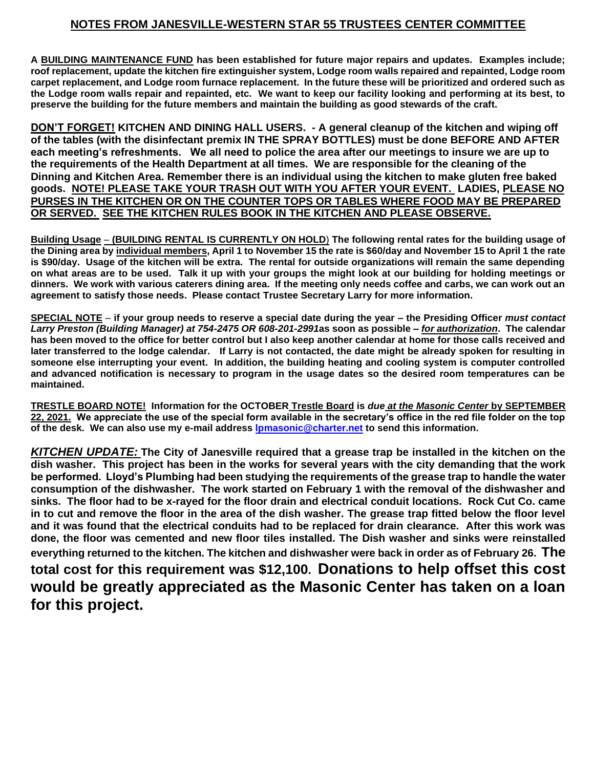## NOTES FROM JANESVILLE-WESTERN STAR 55 TRUSTEES CENTER COMMITTEE

**A BUILDING MAINTENANCE FUND has been established for future major repairs and updates. Examples include; roof replacement, update the kitchen fire extinguisher system, Lodge room walls repaired and repainted, Lodge room carpet replacement, and Lodge room furnace replacement. In the future these will be prioritized and ordered such as the Lodge room walls repair and repainted, etc. We want to keep our facility looking and performing at its best, to preserve the building for the future members and maintain the building as good stewards of the craft.**

**DON'T FORGET! KITCHEN AND DINING HALL USERS. - A general cleanup of the kitchen and wiping off of the tables (with the disinfectant premix IN THE SPRAY BOTTLES) must be done BEFORE AND AFTER each meeting's refreshments. We all need to police the area after our meetings to insure we are up to the requirements of the Health Department at all times. We are responsible for the cleaning of the Dinning and Kitchen Area. Remember there is an individual using the kitchen to make gluten free baked goods. NOTE! PLEASE TAKE YOUR TRASH OUT WITH YOU AFTER YOUR EVENT. LADIES, PLEASE NO PURSES IN THE KITCHEN OR ON THE COUNTER TOPS OR TABLES WHERE FOOD MAY BE PREPARED OR SERVED. SEE THE KITCHEN RULES BOOK IN THE KITCHEN AND PLEASE OBSERVE.**

**Building Usage – (BUILDING RENTAL IS CURRENTLY ON HOLD) The following rental rates for the building usage of the Dining area by individual members, April 1 to November 15 the rate is $60/day and November 15 to April 1 the rate is $90/day. Usage of the kitchen will be extra. The rental for outside organizations will remain the same depending on what areas are to be used. Talk it up with your groups the might look at our building for holding meetings or dinners. We work with various caterers dining area. If the meeting only needs coffee and carbs, we can work out an agreement to satisfy those needs. Please contact Trustee Secretary Larry for more information.**

**SPECIAL NOTE – if your group needs to reserve a special date during the year – the Presiding Officer *must contact Larry Preston (Building Manager) at 754-2475 OR 608-201-2991*as soon as possible – *for authorization*. The calendar has been moved to the office for better control but I also keep another calendar at home for those calls received and later transferred to the lodge calendar. If Larry is not contacted, the date might be already spoken for resulting in someone else interrupting your event. In addition, the building heating and cooling system is computer controlled and advanced notification is necessary to program in the usage dates so the desired room temperatures can be maintained.**

**TRESTLE BOARD NOTE! Information for the OCTOBER Trestle Board is *due at the Masonic Center* by SEPTEMBER 22, 2021. We appreciate the use of the special form available in the secretary's office in the red file folder on the top of the desk. We can also use my e-mail address lpmasonic@charter.net to send this information.**

***KITCHEN UPDATE:*** **The City of Janesville required that a grease trap be installed in the kitchen on the dish washer. This project has been in the works for several years with the city demanding that the work be performed. Lloyd's Plumbing had been studying the requirements of the grease trap to handle the water consumption of the dishwasher. The work started on February 1 with the removal of the dishwasher and sinks. The floor had to be x-rayed for the floor drain and electrical conduit locations. Rock Cut Co. came in to cut and remove the floor in the area of the dish washer. The grease trap fitted below the floor level and it was found that the electrical conduits had to be replaced for drain clearance. After this work was done, the floor was cemented and new floor tiles installed. The Dish washer and sinks were reinstalled everything returned to the kitchen. The kitchen and dishwasher were back in order as of February 26. The total cost for this requirement was $12,100. Donations to help offset this cost would be greatly appreciated as the Masonic Center has taken on a loan for this project.**